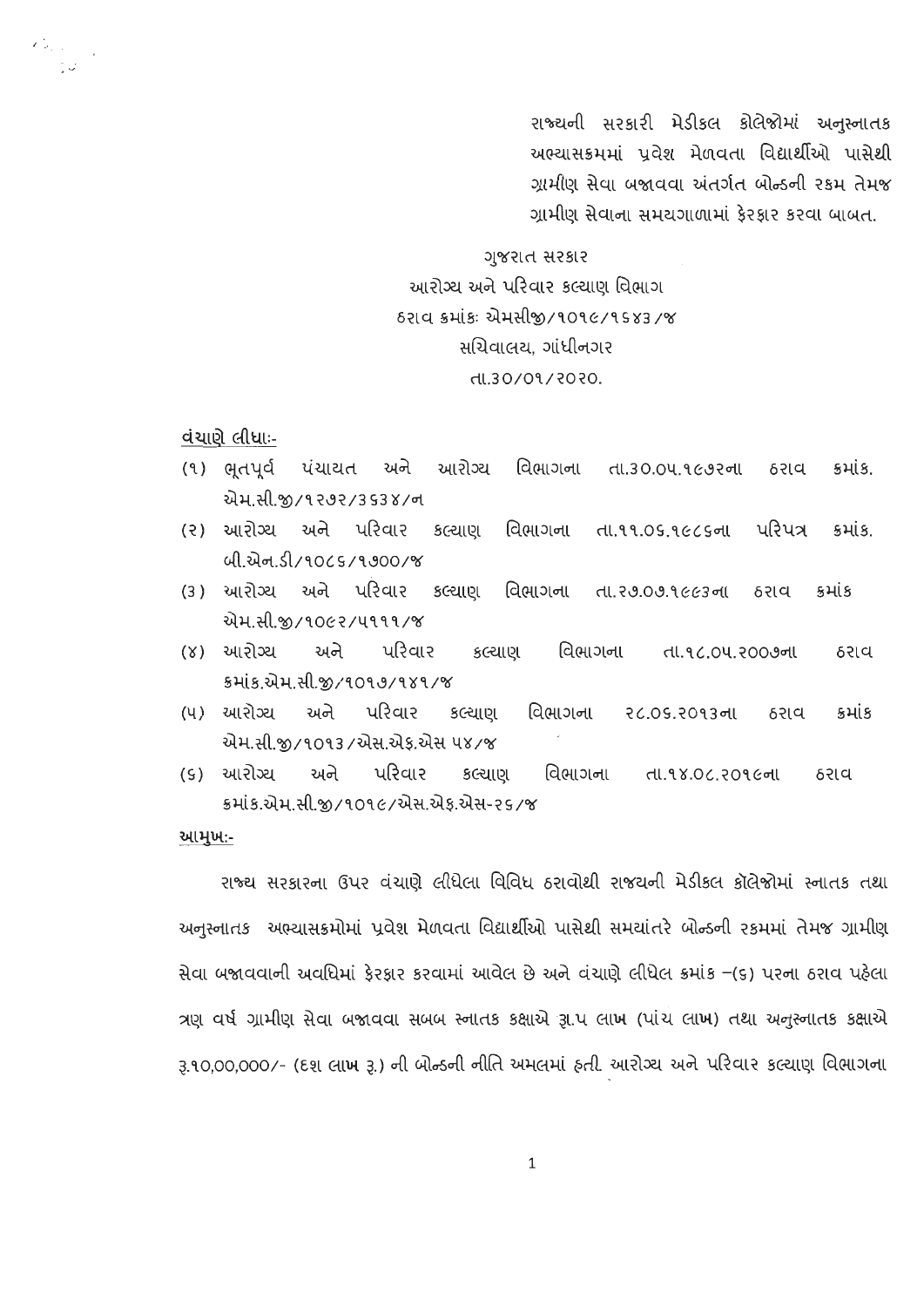રાજ્યની સરકારી મેડીકલ કોલેજોમાં અનુસ્નાતક અભ્યાસક્રમમાં પ્રવેશ મેળવતા વિદ્યાર્થીઓ પાસેથી ગ્રામીણ સેવા બજાવવા અંતર્ગત બોન્ડની રકમ તેમજ ગ્રામીણ સેવાના સમયગાળામાં ફેરફાર કરવા બાબત.

ગુજરાત સરકાર
આરોગ્ય અને પરિવાર કલ્યાણ વિભાગ
ઠરાવ ક્રમાંકઃ એમસીજી/૧૦૧૯/૧૬૪૩/જ
સચિવાલય, ગાંધીનગર
તા.૩૦/૦૧/૨૦૨૦.

**વંચાણે લીધાઃ-**

(૧) ભૂતપૂર્વ પંચાયત અને આરોગ્ય વિભાગના તા.૩૦.૦૫.૧૯૭૨ના ઠરાવ ક્રમાંક. એમ.સી.જી/૧૨૭૨/૩૬૩૪/ન
(૨) આરોગ્ય અને પરિવાર કલ્યાણ વિભાગના તા.૧૧.૦૬.૧૯૮૬ના પરિપત્ર ક્રમાંક. બી.એન.ડી/૧૦૮૬/૧૭૦૦/જ
(૩) આરોગ્ય અને પરિવાર કલ્યાણ વિભાગના તા.૨૭.૦૭.૧૯૯૩ના ઠરાવ ક્રમાંક એમ.સી.જી/૧૦૯૨/૫૧૧૧/જ
(૪) આરોગ્ય અને પરિવાર કલ્યાણ વિભાગના તા.૧૮.૦૫.૨૦૦૭ના ઠરાવ ક્રમાંક.એમ.સી.જી/૧૦૧૭/૧૪૧/જ
(૫) આરોગ્ય અને પરિવાર કલ્યાણ વિભાગના ૨૮.૦૬.૨૦૧૩ના ઠરાવ ક્રમાંક એમ.સી.જી/૧૦૧૩/એસ.એફ.એસ ૫૪/જ
(૬) આરોગ્ય અને પરિવાર કલ્યાણ વિભાગના તા.૧૪.૦૮.૨૦૧૯ના ઠરાવ ક્રમાંક.એમ.સી.જી/૧૦૧૯/એસ.એફ.એસ-૨૬/જ

**આમુખઃ-**

રાજ્ય સરકારના ઉપર વંચાણે લીધેલા વિવિધ ઠરાવોથી રાજયની મેડીકલ કૉલેજોમાં સ્નાતક તથા અનુસ્નાતક અભ્યાસક્રમોમાં પ્રવેશ મેળવતા વિદ્યાર્થીઓ પાસેથી સમયાંતરે બોન્ડની રકમમાં તેમજ ગ્રામીણ સેવા બજાવવાની અવધિમાં ફેરફાર કરવામાં આવેલ છે અને વંચાણે લીધેલ ક્રમાંક –(૬) પરના ઠરાવ પહેલા ત્રણ વર્ષ ગ્રામીણ સેવા બજાવવા સબબ સ્નાતક કક્ષાએ રૂ.૫ લાખ (પાંચ લાખ) તથા અનુસ્નાતક કક્ષાએ રૂ.૧૦,૦૦,૦૦૦/- (દશ લાખ રૂ.) ની બોન્ડની નીતિ અમલમાં હતી. આરોગ્ય અને પરિવાર કલ્યાણ વિભાગના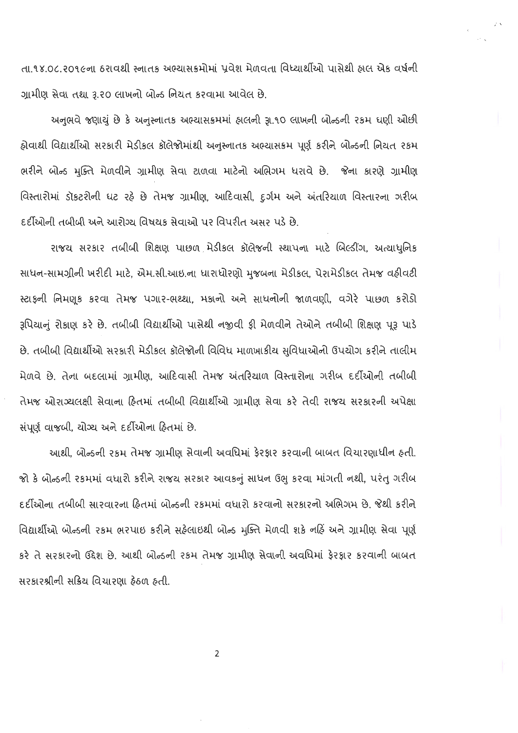તા.૧૪.૦૮.૨૦૧૯ના ઠરાવથી સ્નાતક અભ્યાસક્રમોમાં પ્રવેશ મેળવતા વિધ્યાર્થીઓ પાસેથી હાલ એક વર્ષની ગ્રામીણ સેવા તથા રૂ.૨૦ લાખનો બોન્ડ નિયત કરવામા આવેલ છે.

અનુભવે જણાયું છે કે અનુસ્નાતક અભ્યાસક્રમમાં હાલની રૂા.૧૦ લાખની બોન્ડની રકમ ઘણી ઓછી હોવાથી વિદ્યાર્થીઓ સરકારી મેડીકલ કૉલેજોમાંથી અનુસ્નાતક અભ્યાસક્રમ પૂર્ણ કરીને બોન્ડની નિયત રકમ ભરીને બોન્ડ મુક્તિ મેળવીને ગ્રામીણ સેવા ટાળવા માટેનો અભિગમ ધરાવે છે. જેના કારણે ગ્રામીણ વિસ્તારોમાં ડૉકટરોની ઘટ રહે છે તેમજ ગ્રામીણ, આદિવાસી, દુર્ગમ અને અંતરિયાળ વિસ્તારના ગરીબ દર્દીઓની તબીબી અને આરોગ્ય વિષયક સેવાઓ પર વિપરીત અસર પડે છે.

રાજય સરકાર તબીબી શિક્ષણ પાછળ મેડીકલ કૉલેજની સ્થાપના માટે બિલ્ડીંગ, અત્યાધુનિક સાધન-સામગ્રીની ખરીદી માટે, એમ.સી.આઇ.ના ધારાધોરણો મુજબના મેડીકલ, પેરામેડીકલ તેમજ વહીવટી સ્ટાફની નિમણૂક કરવા તેમજ પગાર-ભથ્થા, મકાનો અને સાધનોની જાળવણી, વગેરે પાછળ કરોડો રૂપિયાનું રોકાણ કરે છે. તબીબી વિદ્યાર્થીઓ પાસેથી નજીવી ફી મેળવીને તેઓને તબીબી શિક્ષણ પૂરૂ પાડે છે. તબીબી વિદ્યાર્થીઓ સરકારી મેડીકલ કૉલેજોની વિવિધ માળખાકીય સુવિધાઓનો ઉપયોગ કરીને તાલીમ મેળવે છે. તેના બદલામાં ગ્રામીણ, આદિવાસી તેમજ અંતરિયાળ વિસ્તારોના ગરીબ દર્દીઓની તબીબી તેમજ ઓરાગ્યલક્ષી સેવાના હિતમાં તબીબી વિદ્યાર્થીઓ ગ્રામીણ સેવા કરે તેવી રાજય સરકારની અપેક્ષા સંપૂર્ણ વાજબી, યોગ્ય અને દર્દીઓના હિતમાં છે.

આથી, બોન્ડની રકમ તેમજ ગ્રામીણ સેવાની અવધિમાં ફેરફાર કરવાની બાબત વિચારણાધીન હતી. જો કે બોન્ડની રકમમાં વધારો કરીને રાજય સરકાર આવકનું સાધન ઉભુ કરવા માંગતી નથી, પરંતુ ગરીબ દર્દીઓના તબીબી સારવારના હિતમાં બોન્ડની રકમમાં વધારો કરવાનો સરકારનો અભિગમ છે. જેથી કરીને વિદ્યાર્થીઓ બોન્ડની રકમ ભરપાઇ કરીને સહેલાઇથી બોન્ડ મુક્તિ મેળવી શકે નહિં અને ગ્રામીણ સેવા પૂર્ણ કરે તે સરકારનો ઉદ્દેશ છે. આથી બોન્ડની રકમ તેમજ ગ્રામીણ સેવાની અવધિમાં ફેરફાર કરવાની બાબત સરકારશ્રીની સક્રિય વિચારણા હેઠળ હતી.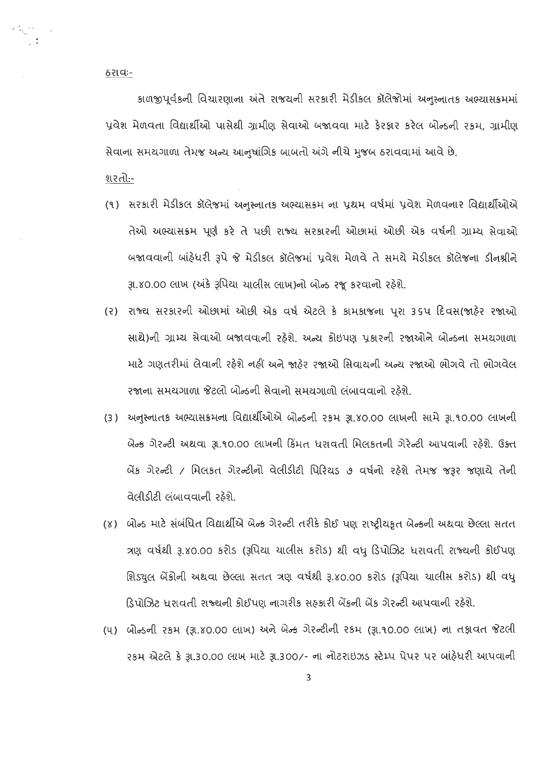ઠરાવ:-

કાળજીપૂર્વકની વિચારણાના અંતે રાજયની સરકારી મેડીકલ કૉલેજોમાં અનુસ્નાતક અભ્યાસક્રમમાં પ્રવેશ મેળવતા વિદ્યાર્થીઓ પાસેથી ગ્રામીણ સેવાઓ બજાવવા માટે ફેરફાર કરેલ બોન્ડની રકમ, ગ્રામીણ સેવાના સમયગાળા તેમજ અન્ય આનુષાંગિક બાબતો અંગે નીચે મુજબ ઠરાવવામાં આવે છે.

શરતો:-

(૧) સરકારી મેડીકલ કૉલેજમાં અનુસ્નાતક અભ્યાસક્રમ ના પ્રથમ વર્ષમાં પ્રવેશ મેળવનાર વિદ્યાર્થીઓએ તેઓ અભ્યાસક્રમ પૂર્ણ કરે તે પછી રાજ્ય સરકારની ઓછામાં ઓછી એક વર્ષની ગ્રામ્ય સેવાઓ બજાવવાની બાંહેધરી રૂપે જે મેડીકલ કૉલેજમાં પ્રવેશ મેળવે તે સમયે મેડીકલ કૉલેજના ડીનશ્રીને રૂા.૪૦.૦૦ લાખ (અંકે રૂપિયા ચાલીસ લાખ)નો બોન્ડ રજૂ કરવાનો રહેશે.

(૨) રાજ્ય સરકારની ઓછામાં ઓછી એક વર્ષ એટલે કે કામકાજના પૂરા ૩૬૫ દિવસ(જાહેર રજાઓ સાથે)ની ગ્રામ્ય સેવાઓ બજાવવાની રહેશે. અન્ય કોઇપણ પ્રકારની રજાઓને બોન્ડના સમયગાળા માટે ગણતરીમાં લેવાની રહેશે નહીં અને જાહેર રજાઓ સિવાયની અન્ય રજાઓ ભોગવે તો ભોગવેલ રજાના સમયગાળા જેટલો બોન્ડની સેવાનો સમયગાળો લંબાવવાનો રહેશે.

(૩) અનુસ્નાતક અભ્યાસક્રમના વિદ્યાર્થીઓએ બોન્ડની રકમ રૂા.૪૦.૦૦ લાખની સામે રૂા.૧૦.૦૦ લાખની બેન્ક ગેરન્ટી અથવા રૂા.૧૦.૦૦ લાખની કિંમત ધરાવતી મિલકતની ગેરેન્ટી આપવાની રહેશે. ઉક્ત બેંક ગેરન્ટી / મિલકત ગેરન્ટીનો વેલીડીટી પિરિયડ ૭ વર્ષનો રહેશે તેમજ જરૂર જણાયે તેની વેલીડીટી લંબાવવાની રહેશે.

(૪) બોન્ડ માટે સંબંધિત વિદ્યાર્થીએ બેન્ક ગેરન્ટી તરીકે કોઇ પણ રાષ્ટ્રીયકૃત બેન્કની અથવા છેલ્લા સતત ત્રણ વર્ષથી રૂ.૪૦.૦૦ કરોડ (રૂપિયા ચાલીસ કરોડ) થી વધુ ડિપોઝિટ ધરાવતી રાજ્યની કોઈપણ શિડ્યુલ બેંકોની અથવા છેલ્લા સતત ત્રણ વર્ષથી રૂ.૪૦.૦૦ કરોડ (રૂપિયા ચાલીસ કરોડ) થી વધુ ડિપોઝિટ ધરાવતી રાજ્યની કોઈપણ નાગરીક સહકારી બેંકની બેંક ગેરન્ટી આપવાની રહેશે.

(૫) બોન્ડની રકમ (રૂા.૪૦.૦૦ લાખ) અને બેન્ક ગેરન્ટીની રકમ (રૂા.૧૦.૦૦ લાખ) ના તફાવત જેટલી રકમ એટલે કે રૂા.૩૦.૦૦ લાખ માટે રૂા.૩૦૦/- ના નોટરાઇઝડ સ્ટેમ્પ પેપર પર બાંહેધરી આપવાની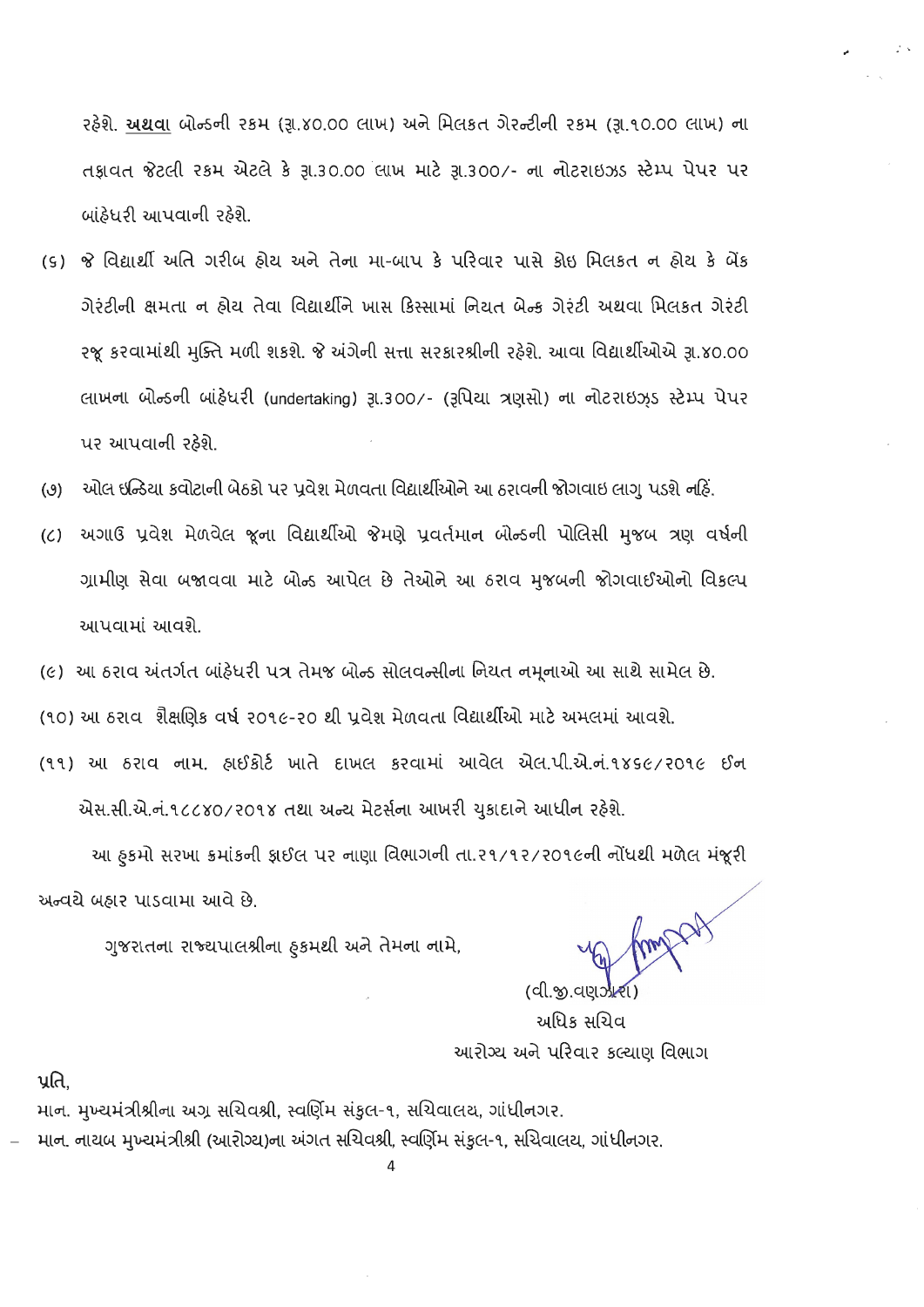રહેશે. **અથવા** બોન્ડની રકમ (રૂા.૪૦.૦૦ લાખ) અને મિલકત ગેરન્ટીની રકમ (રૂા.૧૦.૦૦ લાખ) ના તફાવત જેટલી રકમ એટલે કે રૂા.૩૦.૦૦ લાખ માટે રૂા.૩૦૦/- ના નોટરાઇઝડ સ્ટેમ્પ પેપર પર બાંહેધરી આપવાની રહેશે.

(૬) જે વિદ્યાર્થી અતિ ગરીબ હોય અને તેના મા-બાપ કે પરિવાર પાસે કોઇ મિલકત ન હોય કે બેંક ગેરંટીની ક્ષમતા ન હોય તેવા વિદ્યાર્થીને ખાસ કિસ્સામાં નિયત બેન્ક ગેરંટી અથવા મિલકત ગેરંટી રજૂ કરવામાંથી મુક્તિ મળી શકશે. જે અંગેની સત્તા સરકારશ્રીની રહેશે. આવા વિદ્યાર્થીઓએ રૂા.૪૦.૦૦ લાખના બોન્ડની બાંહેધરી (undertaking) રૂા.૩૦૦/- (રૂપિયા ત્રણસો) ના નોટરાઇઝ્ડ સ્ટેમ્પ પેપર પર આપવાની રહેશે.

(૭) ઓલ ઇન્ડિયા કવોટાની બેઠકો પર પ્રવેશ મેળવતા વિદ્યાર્થીઓને આ ઠરાવની જોગવાઇ લાગુ પડશે નહિં.

(૮) અગાઉ પ્રવેશ મેળવેલ જૂના વિદ્યાર્થીઓ જેમણે પ્રવર્તમાન બોન્ડની પોલિસી મુજબ ત્રણ વર્ષની ગ્રામીણ સેવા બજાવવા માટે બોન્ડ આપેલ છે તેઓને આ ઠરાવ મુજબની જોગવાઈઓનો વિકલ્પ આપવામાં આવશે.

(૯) આ ઠરાવ અંતર્ગત બાંહેધરી પત્ર તેમજ બોન્ડ સોલવન્સીના નિયત નમૂનાઓ આ સાથે સામેલ છે.

(૧૦) આ ઠરાવ શૈક્ષણિક વર્ષ ૨૦૧૯-૨૦ થી પ્રવેશ મેળવતા વિદ્યાર્થીઓ માટે અમલમાં આવશે.

(૧૧) આ ઠરાવ નામ. હાઈકોર્ટ ખાતે દાખલ કરવામાં આવેલ એલ.પી.એ.નં.૧૪૬૯/૨૦૧૯ ઈન એસ.સી.એ.નં.૧૮૮૪૦/૨૦૧૪ તથા અન્ય મેટર્સના આખરી ચુકાદાને આધીન રહેશે.

આ હુકમો સરખા ક્રમાંકની ફાઈલ પર નાણા વિભાગની તા.૨૧/૧૨/૨૦૧૯ની નોંધથી મળેલ મંજૂરી અન્વયે બહાર પાડવામા આવે છે.

ગુજરાતના રાજ્યપાલશ્રીના હુકમથી અને તેમના નામે,

(વી.જી.વણઝારા)
અધિક સચિવ
આરોગ્ય અને પરિવાર કલ્યાણ વિભાગ

પ્રતિ,

માન. મુખ્યમંત્રીશ્રીના અગ્ર સચિવશ્રી, સ્વર્ણિમ સંકુલ-૧, સચિવાલય, ગાંધીનગર.

માન. નાયબ મુખ્યમંત્રીશ્રી (આરોગ્ય)ના અંગત સચિવશ્રી, સ્વર્ણિમ સંકુલ-૧, સચિવાલય, ગાંધીનગર.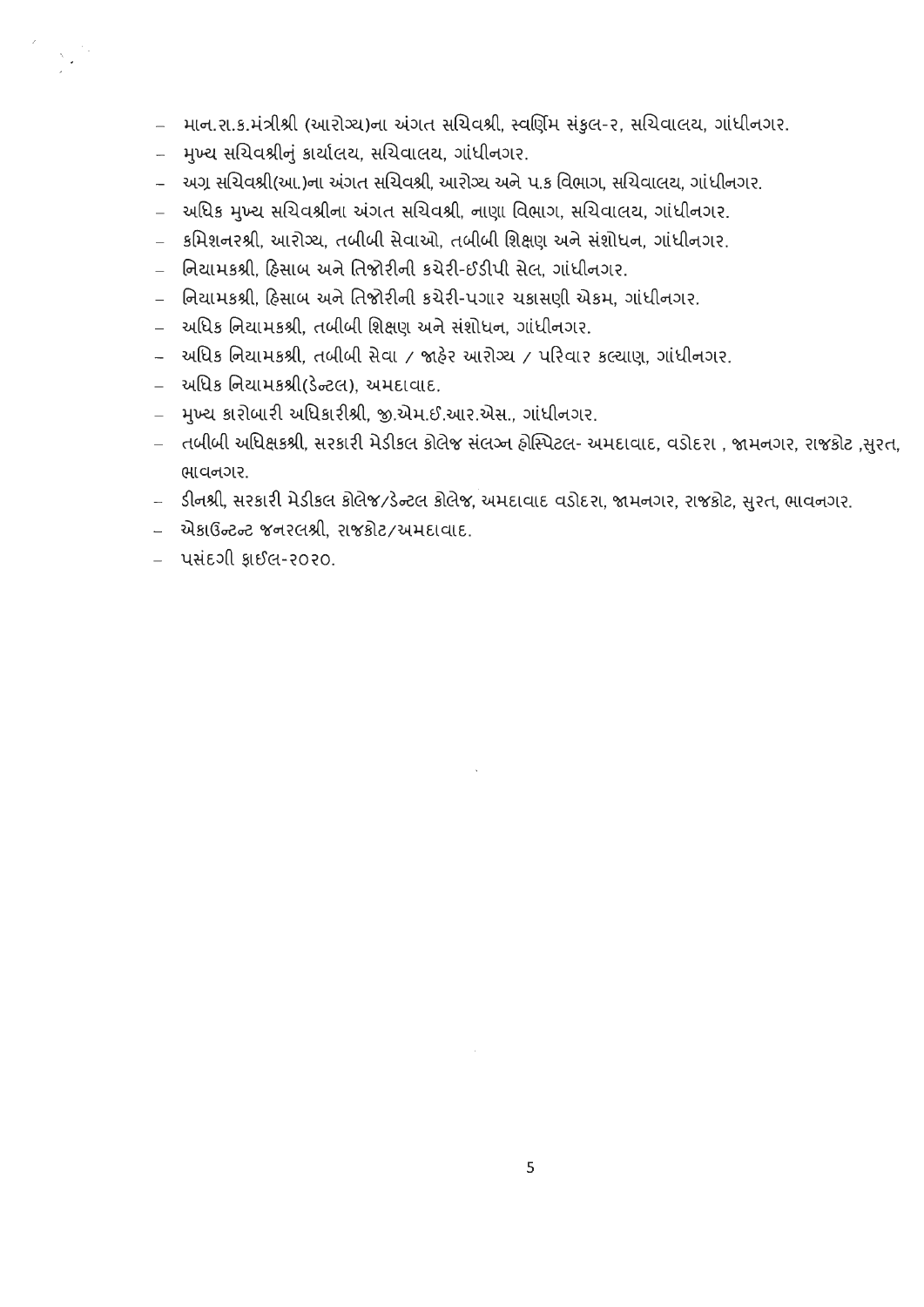- માન.રા.ક.મંત્રીશ્રી (આરોગ્ય)ના અંગત સચિવશ્રી, સ્વર્ણિમ સંકુલ-૨, સચિવાલય, ગાંધીનગર.
- મુખ્ય સચિવશ્રીનું કાર્યાલય, સચિવાલય, ગાંધીનગર.
- અગ્ર સચિવશ્રી(આ.)ના અંગત સચિવશ્રી, આરોગ્ય અને પ.ક વિભાગ, સચિવાલય, ગાંધીનગર.
- અધિક મુખ્ય સચિવશ્રીના અંગત સચિવશ્રી, નાણા વિભાગ, સચિવાલય, ગાંધીનગર.
- કમિશનરશ્રી, આરોગ્ય, તબીબી સેવાઓ, તબીબી શિક્ષણ અને સંશોધન, ગાંધીનગર.
- નિયામકશ્રી, હિસાબ અને તિજોરીની કચેરી-ઈડીપી સેલ, ગાંધીનગર.
- નિયામકશ્રી, હિસાબ અને તિજોરીની કચેરી-પગાર ચકાસણી એકમ, ગાંધીનગર.
- અધિક નિયામકશ્રી, તબીબી શિક્ષણ અને સંશોધન, ગાંધીનગર.
- અધિક નિયામકશ્રી, તબીબી સેવા / જાહેર આરોગ્ય / પરિવાર કલ્યાણ, ગાંધીનગર.
- અધિક નિયામકશ્રી(ડેન્ટલ), અમદાવાદ.
- મુખ્ય કારોબારી અધિકારીશ્રી, જી.એમ.ઈ.આર.એસ., ગાંધીનગર.
- તબીબી અધિક્ષકશ્રી, સરકારી મેડીકલ કોલેજ સંલગ્ન હોસ્પિટલ- અમદાવાદ, વડોદરા , જામનગર, રાજકોટ ,સુરત, ભાવનગર.
- ડીનશ્રી, સરકારી મેડીકલ કોલેજ/ડેન્ટલ કોલેજ, અમદાવાદ વડોદરા, જામનગર, રાજકોટ, સુરત, ભાવનગર.
- એકાઉન્ટન્ટ જનરલશ્રી, રાજકોટ/અમદાવાદ.
- પસંદગી ફાઈલ-૨૦૨૦.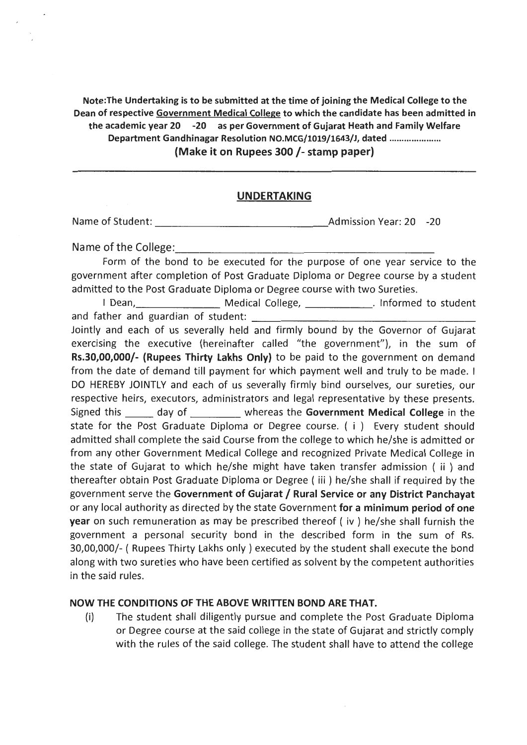**Note:The Undertaking is to be submitted at the time of joining the Medical College to the Dean of respective Government Medical College to which the candidate has been admitted in the academic year 20 -20 as per Government of Gujarat Heath and Family Welfare Department Gandhinagar Resolution NO.MCG/1019/1643/J, dated ....................**

**(Make it on Rupees 300 /- stamp paper)**

---

## UNDERTAKING

Name of Student: ______________________________ Admission Year: 20 -20

Name of the College: ______________________________

Form of the bond to be executed for the purpose of one year service to the government after completion of Post Graduate Diploma or Degree course by a student admitted to the Post Graduate Diploma or Degree course with two Sureties.

I Dean, ______________ Medical College, ____________. Informed to student and father and guardian of student: ______________________________

Jointly and each of us severally held and firmly bound by the Governor of Gujarat exercising the executive (hereinafter called "the government"), in the sum of **Rs.30,00,000/- (Rupees Thirty Lakhs Only)** to be paid to the government on demand from the date of demand till payment for which payment well and truly to be made. I DO HEREBY JOINTLY and each of us severally firmly bind ourselves, our sureties, our respective heirs, executors, administrators and legal representative by these presents. Signed this _____ day of _________ whereas the **Government Medical College** in the state for the Post Graduate Diploma or Degree course. ( i ) Every student should admitted shall complete the said Course from the college to which he/she is admitted or from any other Government Medical College and recognized Private Medical College in the state of Gujarat to which he/she might have taken transfer admission ( ii ) and thereafter obtain Post Graduate Diploma or Degree ( iii ) he/she shall if required by the government serve the **Government of Gujarat / Rural Service or any District Panchayat** or any local authority as directed by the state Government **for a minimum period of one year** on such remuneration as may be prescribed thereof ( iv ) he/she shall furnish the government a personal security bond in the described form in the sum of Rs. 30,00,000/- ( Rupees Thirty Lakhs only ) executed by the student shall execute the bond along with two sureties who have been certified as solvent by the competent authorities in the said rules.

**NOW THE CONDITIONS OF THE ABOVE WRITTEN BOND ARE THAT.**

(i) The student shall diligently pursue and complete the Post Graduate Diploma or Degree course at the said college in the state of Gujarat and strictly comply with the rules of the said college. The student shall have to attend the college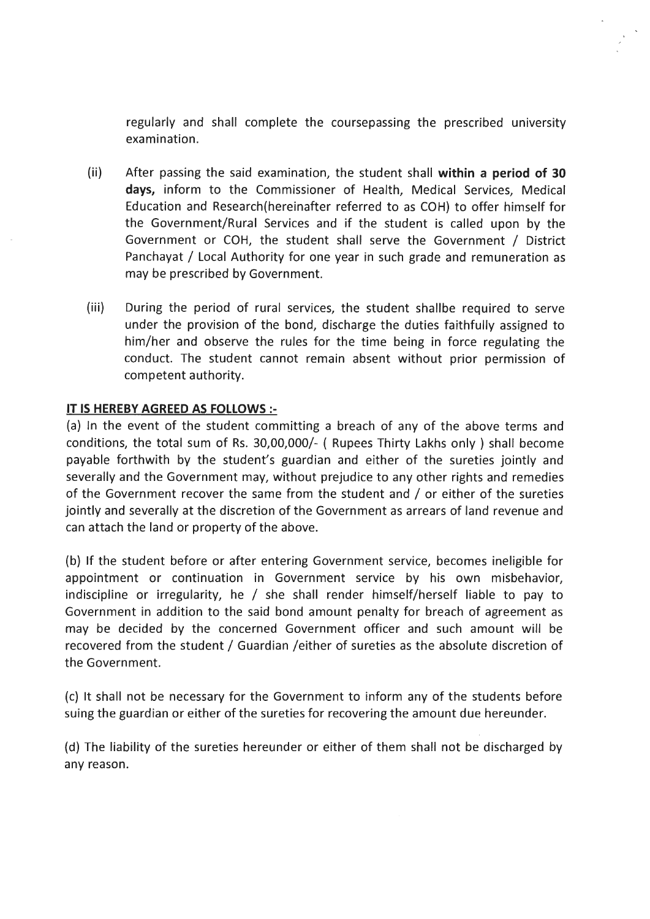regularly and shall complete the coursepassing the prescribed university examination.

(ii) After passing the said examination, the student shall **within a period of 30 days,** inform to the Commissioner of Health, Medical Services, Medical Education and Research(hereinafter referred to as COH) to offer himself for the Government/Rural Services and if the student is called upon by the Government or COH, the student shall serve the Government / District Panchayat / Local Authority for one year in such grade and remuneration as may be prescribed by Government.

(iii) During the period of rural services, the student shallbe required to serve under the provision of the bond, discharge the duties faithfully assigned to him/her and observe the rules for the time being in force regulating the conduct. The student cannot remain absent without prior permission of competent authority.

**IT IS HEREBY AGREED AS FOLLOWS :-**

(a) In the event of the student committing a breach of any of the above terms and conditions, the total sum of Rs. 30,00,000/- ( Rupees Thirty Lakhs only ) shall become payable forthwith by the student's guardian and either of the sureties jointly and severally and the Government may, without prejudice to any other rights and remedies of the Government recover the same from the student and / or either of the sureties jointly and severally at the discretion of the Government as arrears of land revenue and can attach the land or property of the above.

(b) If the student before or after entering Government service, becomes ineligible for appointment or continuation in Government service by his own misbehavior, indiscipline or irregularity, he / she shall render himself/herself liable to pay to Government in addition to the said bond amount penalty for breach of agreement as may be decided by the concerned Government officer and such amount will be recovered from the student / Guardian /either of sureties as the absolute discretion of the Government.

(c) It shall not be necessary for the Government to inform any of the students before suing the guardian or either of the sureties for recovering the amount due hereunder.

(d) The liability of the sureties hereunder or either of them shall not be discharged by any reason.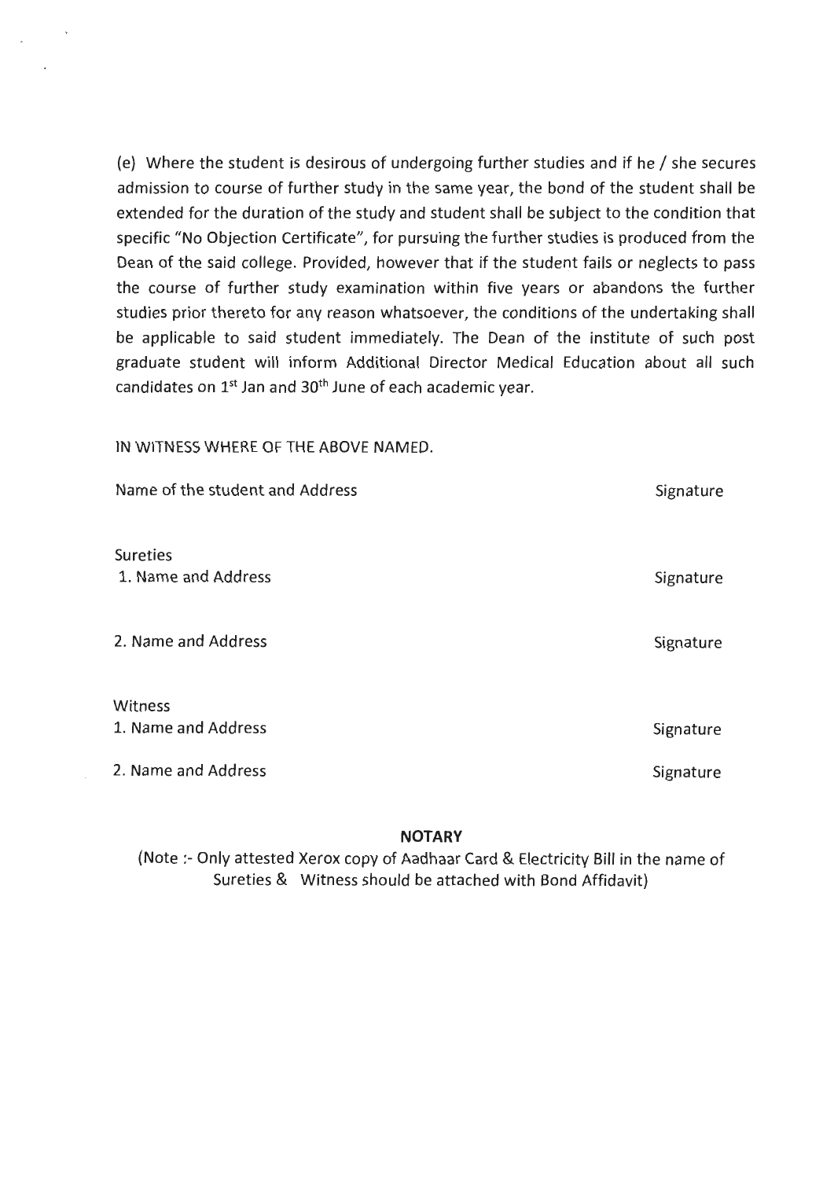(e) Where the student is desirous of undergoing further studies and if he / she secures admission to course of further study in the same year, the bond of the student shall be extended for the duration of the study and student shall be subject to the condition that specific "No Objection Certificate", for pursuing the further studies is produced from the Dean of the said college. Provided, however that if the student fails or neglects to pass the course of further study examination within five years or abandons the further studies prior thereto for any reason whatsoever, the conditions of the undertaking shall be applicable to said student immediately. The Dean of the institute of such post graduate student will inform Additional Director Medical Education about all such candidates on 1st Jan and 30th June of each academic year.

IN WITNESS WHERE OF THE ABOVE NAMED.

| | |
|---|---|
| Name of the student and Address | Signature |
| Sureties | |
| 1. Name and Address | Signature |
| 2. Name and Address | Signature |
| Witness | |
| 1. Name and Address | Signature |
| 2. Name and Address | Signature |

**NOTARY**

(Note :- Only attested Xerox copy of Aadhaar Card & Electricity Bill in the name of Sureties & Witness should be attached with Bond Affidavit)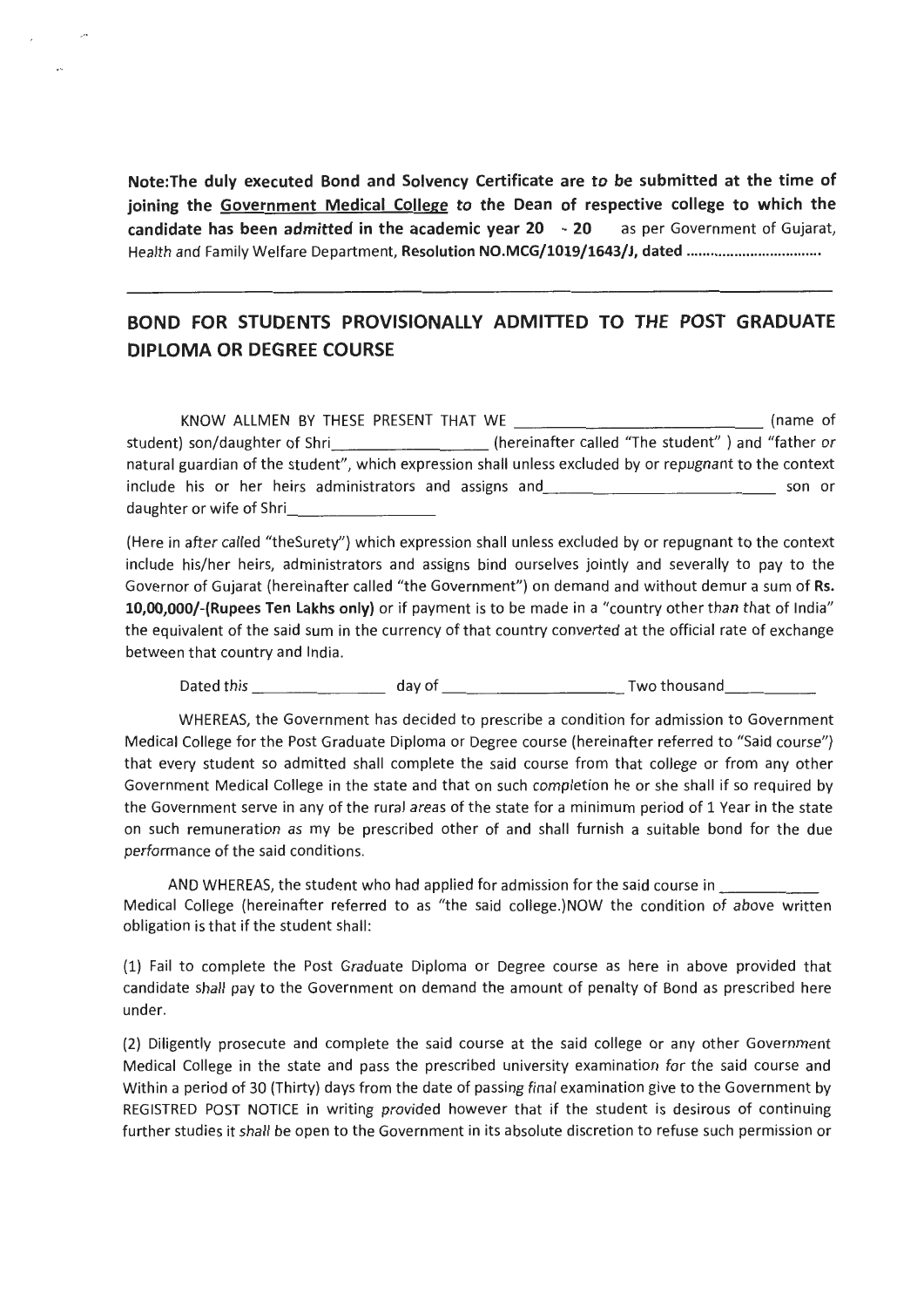**Note:The duly executed Bond and Solvency Certificate are to be submitted at the time of joining the <u>Government Medical College</u> to the Dean of respective college to which the candidate has been admitted in the academic year 20 - 20** as per Government of Gujarat, Health and Family Welfare Department, **Resolution NO.MCG/1019/1643/J, dated ..................................**

---

## BOND FOR STUDENTS PROVISIONALLY ADMITTED TO THE POST GRADUATE DIPLOMA OR DEGREE COURSE

KNOW ALLMEN BY THESE PRESENT THAT WE ______________________________ (name of student) son/daughter of Shri__________________ (hereinafter called "The student" ) and "father or natural guardian of the student", which expression shall unless excluded by or repugnant to the context include his or her heirs administrators and assigns and__________________________ son or daughter or wife of Shri_________________

(Here in after called "theSurety") which expression shall unless excluded by or repugnant to the context include his/her heirs, administrators and assigns bind ourselves jointly and severally to pay to the Governor of Gujarat (hereinafter called "the Government") on demand and without demur a sum of **Rs. 10,00,000/-(Rupees Ten Lakhs only)** or if payment is to be made in a "country other than that of India" the equivalent of the said sum in the currency of that country converted at the official rate of exchange between that country and India.

Dated this ________________ day of ____________________ Two thousand___________

WHEREAS, the Government has decided to prescribe a condition for admission to Government Medical College for the Post Graduate Diploma or Degree course (hereinafter referred to "Said course") that every student so admitted shall complete the said course from that college or from any other Government Medical College in the state and that on such completion he or she shall if so required by the Government serve in any of the rural areas of the state for a minimum period of 1 Year in the state on such remuneration as my be prescribed other of and shall furnish a suitable bond for the due performance of the said conditions.

AND WHEREAS, the student who had applied for admission for the said course in ____________ Medical College (hereinafter referred to as "the said college.)NOW the condition of above written obligation is that if the student shall:

(1) Fail to complete the Post Graduate Diploma or Degree course as here in above provided that candidate shall pay to the Government on demand the amount of penalty of Bond as prescribed here under.

(2) Diligently prosecute and complete the said course at the said college or any other Government Medical College in the state and pass the prescribed university examination for the said course and Within a period of 30 (Thirty) days from the date of passing final examination give to the Government by REGISTRED POST NOTICE in writing provided however that if the student is desirous of continuing further studies it shall be open to the Government in its absolute discretion to refuse such permission or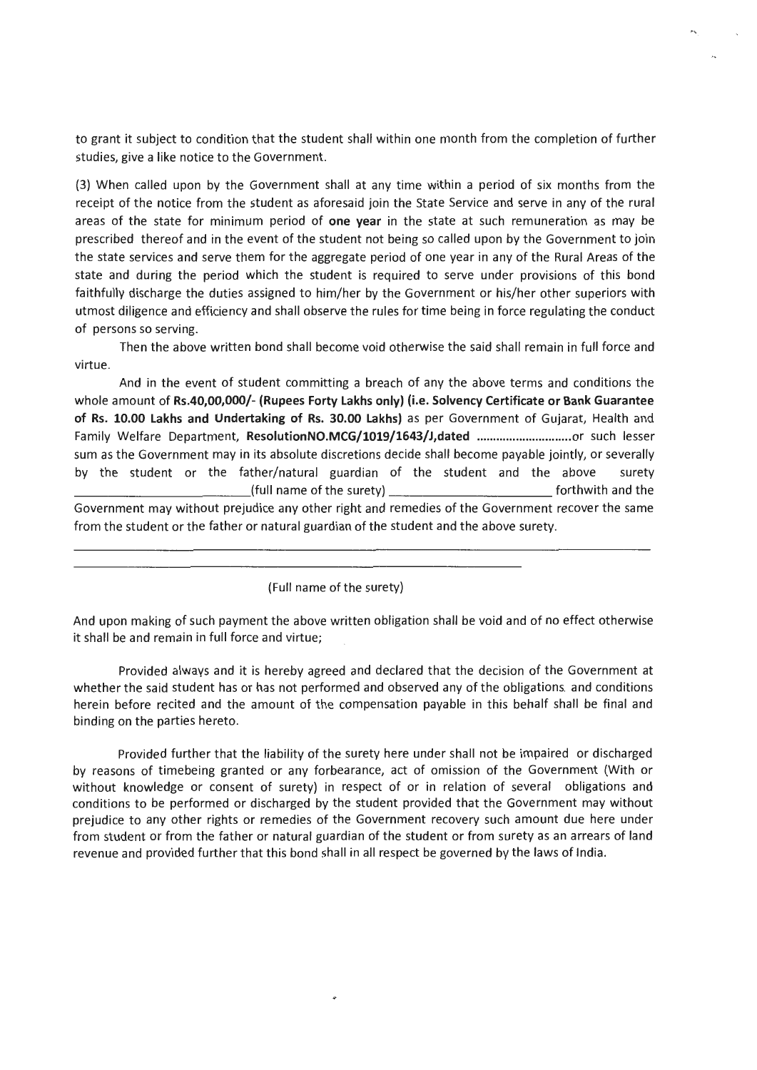to grant it subject to condition that the student shall within one month from the completion of further studies, give a like notice to the Government.

(3) When called upon by the Government shall at any time within a period of six months from the receipt of the notice from the student as aforesaid join the State Service and serve in any of the rural areas of the state for minimum period of **one year** in the state at such remuneration as may be prescribed thereof and in the event of the student not being so called upon by the Government to join the state services and serve them for the aggregate period of one year in any of the Rural Areas of the state and during the period which the student is required to serve under provisions of this bond faithfully discharge the duties assigned to him/her by the Government or his/her other superiors with utmost diligence and efficiency and shall observe the rules for time being in force regulating the conduct of persons so serving.

Then the above written bond shall become void otherwise the said shall remain in full force and virtue.

And in the event of student committing a breach of any the above terms and conditions the whole amount of **Rs.40,00,000/- (Rupees Forty Lakhs only) (i.e. Solvency Certificate or Bank Guarantee of Rs. 10.00 Lakhs and Undertaking of Rs. 30.00 Lakhs)** as per Government of Gujarat, Health and Family Welfare Department, **ResolutionNO.MCG/1019/1643/J,dated ............................**or such lesser sum as the Government may in its absolute discretions decide shall become payable jointly, or severally by the student or the father/natural guardian of the student and the above surety ________________________(full name of the surety) ______________________ forthwith and the Government may without prejudice any other right and remedies of the Government recover the same from the student or the father or natural guardian of the student and the above surety.

______________________________________________________________________________

____________________________________________________________

(Full name of the surety)

And upon making of such payment the above written obligation shall be void and of no effect otherwise it shall be and remain in full force and virtue;

Provided always and it is hereby agreed and declared that the decision of the Government at whether the said student has or has not performed and observed any of the obligations and conditions herein before recited and the amount of the compensation payable in this behalf shall be final and binding on the parties hereto.

Provided further that the liability of the surety here under shall not be impaired or discharged by reasons of timebeing granted or any forbearance, act of omission of the Government (With or without knowledge or consent of surety) in respect of or in relation of several obligations and conditions to be performed or discharged by the student provided that the Government may without prejudice to any other rights or remedies of the Government recovery such amount due here under from student or from the father or natural guardian of the student or from surety as an arrears of land revenue and provided further that this bond shall in all respect be governed by the laws of India.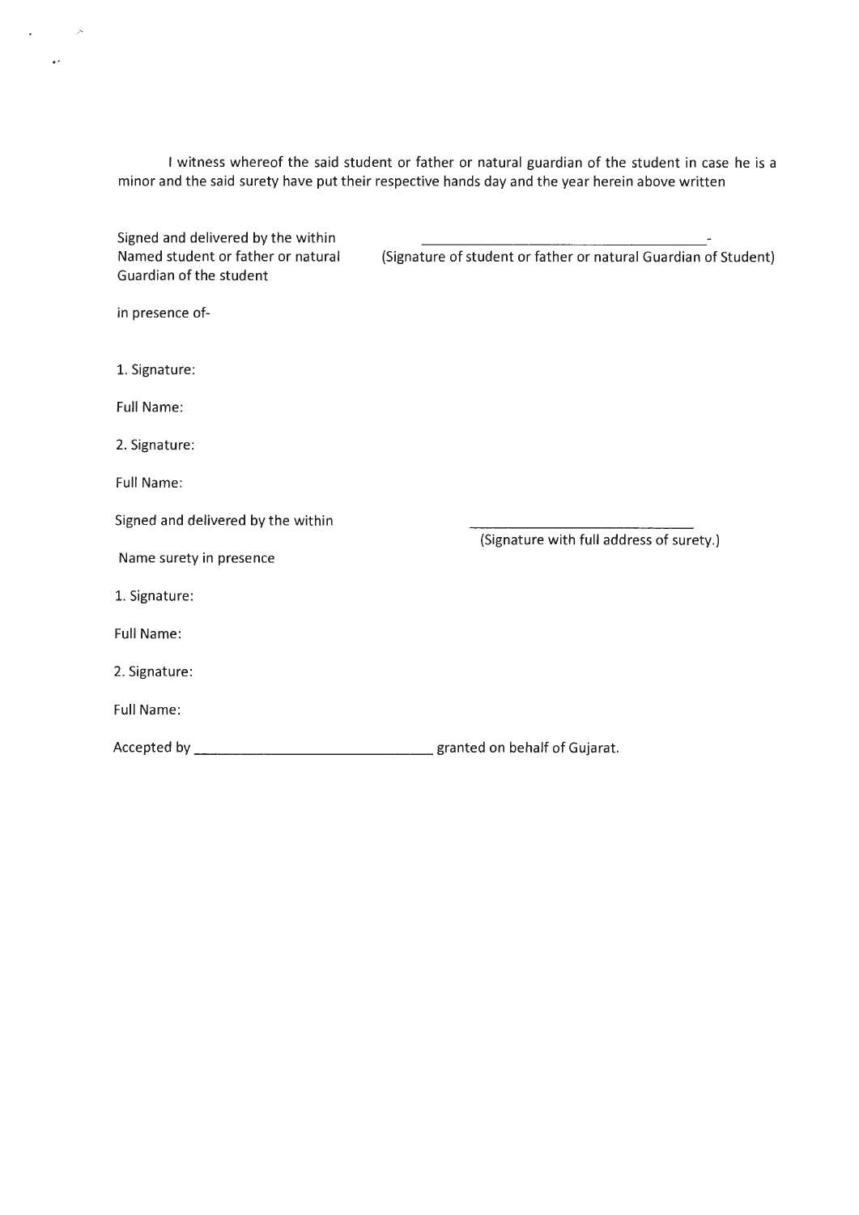I witness whereof the said student or father or natural guardian of the student in case he is a minor and the said surety have put their respective hands day and the year herein above written

Signed and delivered by the within Named student or father or natural Guardian of the student

_______________________________________-
(Signature of student or father or natural Guardian of Student)

in presence of-

1. Signature:

Full Name:

2. Signature:

Full Name:

Signed and delivered by the within

Name surety in presence

_______________________________
(Signature with full address of surety.)

1. Signature:

Full Name:

2. Signature:

Full Name:

Accepted by _______________________________ granted on behalf of Gujarat.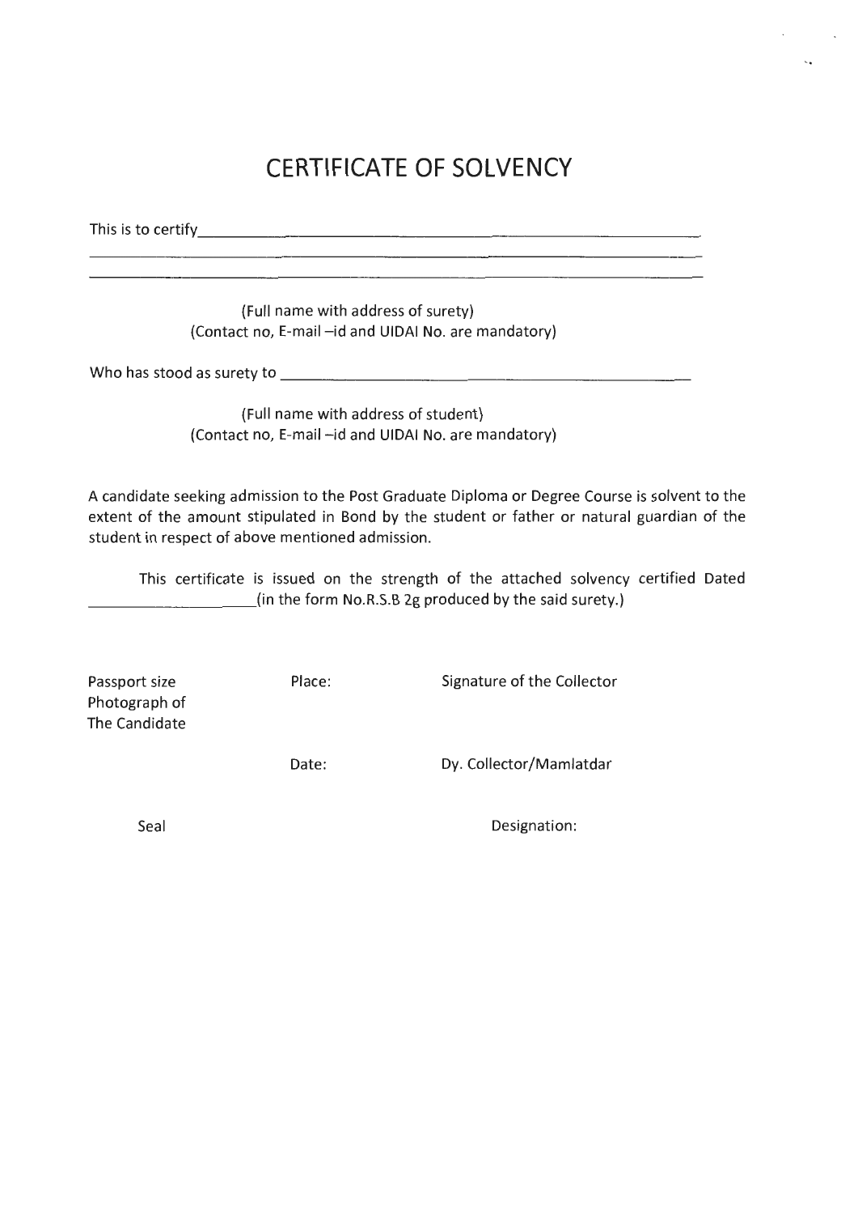# CERTIFICATE OF SOLVENCY

This is to certify\_\_\_\_\_\_\_\_\_\_\_\_\_\_\_\_\_\_\_\_\_\_\_\_\_\_\_\_\_\_\_\_\_\_\_\_\_\_\_\_\_\_\_\_\_\_\_\_\_\_\_\_\_\_\_\_\_\_\_\_\_\_\_\_\_\_

\_\_\_\_\_\_\_\_\_\_\_\_\_\_\_\_\_\_\_\_\_\_\_\_\_\_\_\_\_\_\_\_\_\_\_\_\_\_\_\_\_\_\_\_\_\_\_\_\_\_\_\_\_\_\_\_\_\_\_\_\_\_\_\_\_\_\_\_\_\_\_\_\_\_\_\_\_\_

\_\_\_\_\_\_\_\_\_\_\_\_\_\_\_\_\_\_\_\_\_\_\_\_\_\_\_\_\_\_\_\_\_\_\_\_\_\_\_\_\_\_\_\_\_\_\_\_\_\_\_\_\_\_\_\_\_\_\_\_\_\_\_\_\_\_\_\_\_\_\_\_\_\_\_\_\_\_

(Full name with address of surety)
(Contact no, E-mail –id and UIDAI No. are mandatory)

Who has stood as surety to \_\_\_\_\_\_\_\_\_\_\_\_\_\_\_\_\_\_\_\_\_\_\_\_\_\_\_\_\_\_\_\_\_\_\_\_\_\_\_\_\_\_\_\_\_\_\_\_\_\_\_\_\_\_\_\_\_\_

(Full name with address of student)
(Contact no, E-mail –id and UIDAI No. are mandatory)

A candidate seeking admission to the Post Graduate Diploma or Degree Course is solvent to the extent of the amount stipulated in Bond by the student or father or natural guardian of the student in respect of above mentioned admission.

This certificate is issued on the strength of the attached solvency certified Dated \_\_\_\_\_\_\_\_\_\_\_\_\_\_\_\_\_\_\_\_\_\_(in the form No.R.S.B 2g produced by the said surety.)

Passport size Photograph of The Candidate

Place:

Signature of the Collector

Date:

Dy. Collector/Mamlatdar

Seal

Designation: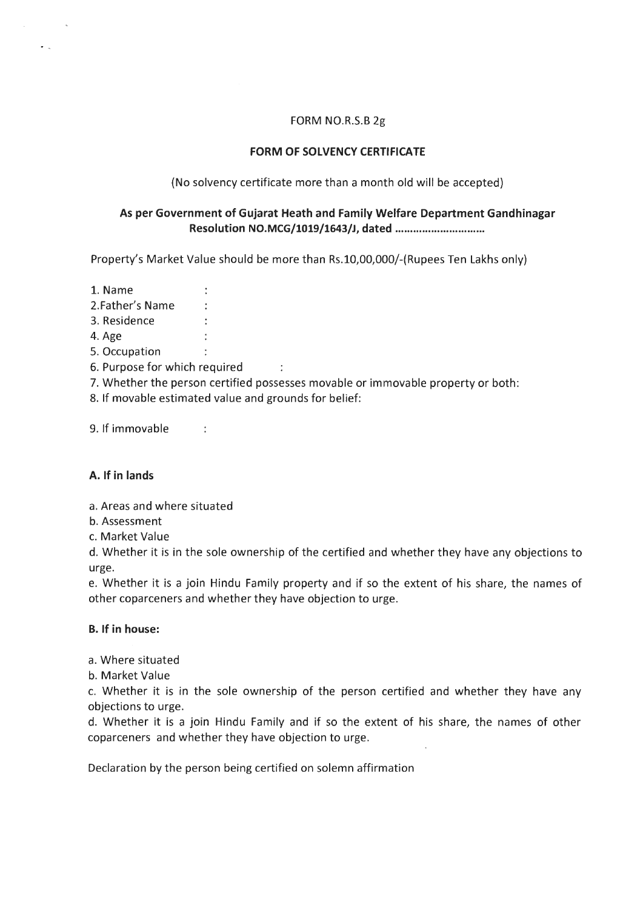FORM NO.R.S.B 2g

**FORM OF SOLVENCY CERTIFICATE**

(No solvency certificate more than a month old will be accepted)

**As per Government of Gujarat Heath and Family Welfare Department Gandhinagar Resolution NO.MCG/1019/1643/J, dated ...........................**

Property's Market Value should be more than Rs.10,00,000/-(Rupees Ten Lakhs only)

1. Name :
2. Father's Name :
3. Residence :
4. Age :
5. Occupation :
6. Purpose for which required :
7. Whether the person certified possesses movable or immovable property or both:
8. If movable estimated value and grounds for belief:
9. If immovable :

**A. If in lands**

a. Areas and where situated

b. Assessment

c. Market Value

d. Whether it is in the sole ownership of the certified and whether they have any objections to urge.

e. Whether it is a join Hindu Family property and if so the extent of his share, the names of other coparceners and whether they have objection to urge.

**B. If in house:**

a. Where situated

b. Market Value

c. Whether it is in the sole ownership of the person certified and whether they have any objections to urge.

d. Whether it is a join Hindu Family and if so the extent of his share, the names of other coparceners and whether they have objection to urge.

Declaration by the person being certified on solemn affirmation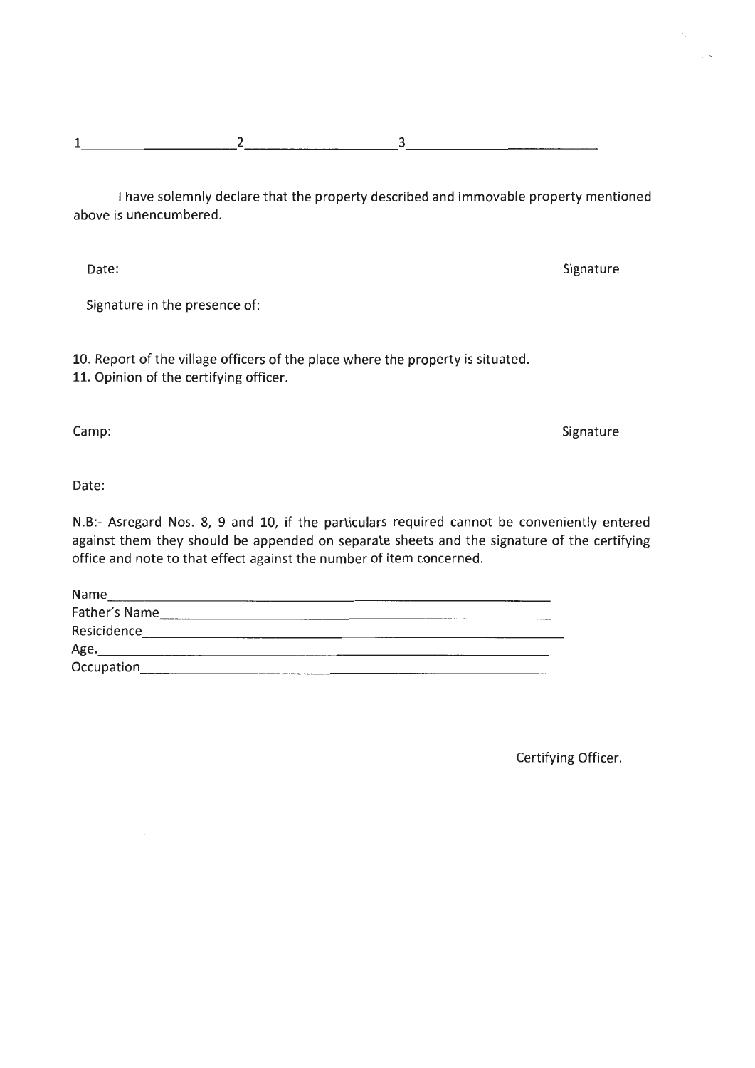1\_\_\_\_\_\_\_\_\_\_\_\_\_\_\_\_\_\_\_\_\_\_\_2\_\_\_\_\_\_\_\_\_\_\_\_\_\_\_\_\_\_\_\_\_\_\_\_3\_\_\_\_\_\_\_\_\_\_\_\_\_\_\_\_\_\_\_\_\_\_\_\_\_\_\_\_

I have solemnly declare that the property described and immovable property mentioned above is unencumbered.

Date: Signature

Signature in the presence of:

10. Report of the village officers of the place where the property is situated.
11. Opinion of the certifying officer.

Camp: Signature

Date:

N.B:- Asregard Nos. 8, 9 and 10, if the particulars required cannot be conveniently entered against them they should be appended on separate sheets and the signature of the certifying office and note to that effect against the number of item concerned.

Name\_\_\_\_\_\_\_\_\_\_\_\_\_\_\_\_\_\_\_\_\_\_\_\_\_\_\_\_\_\_\_\_\_\_\_\_\_\_\_\_\_\_\_\_\_\_\_\_\_\_\_\_\_\_\_\_\_\_

Father's Name\_\_\_\_\_\_\_\_\_\_\_\_\_\_\_\_\_\_\_\_\_\_\_\_\_\_\_\_\_\_\_\_\_\_\_\_\_\_\_\_\_\_\_\_\_\_\_\_\_\_

Resicidence\_\_\_\_\_\_\_\_\_\_\_\_\_\_\_\_\_\_\_\_\_\_\_\_\_\_\_\_\_\_\_\_\_\_\_\_\_\_\_\_\_\_\_\_\_\_\_\_\_\_\_\_

Age.\_\_\_\_\_\_\_\_\_\_\_\_\_\_\_\_\_\_\_\_\_\_\_\_\_\_\_\_\_\_\_\_\_\_\_\_\_\_\_\_\_\_\_\_\_\_\_\_\_\_\_\_\_\_\_\_\_\_\_

Occupation\_\_\_\_\_\_\_\_\_\_\_\_\_\_\_\_\_\_\_\_\_\_\_\_\_\_\_\_\_\_\_\_\_\_\_\_\_\_\_\_\_\_\_\_\_\_\_\_\_\_\_\_\_\_

Certifying Officer.